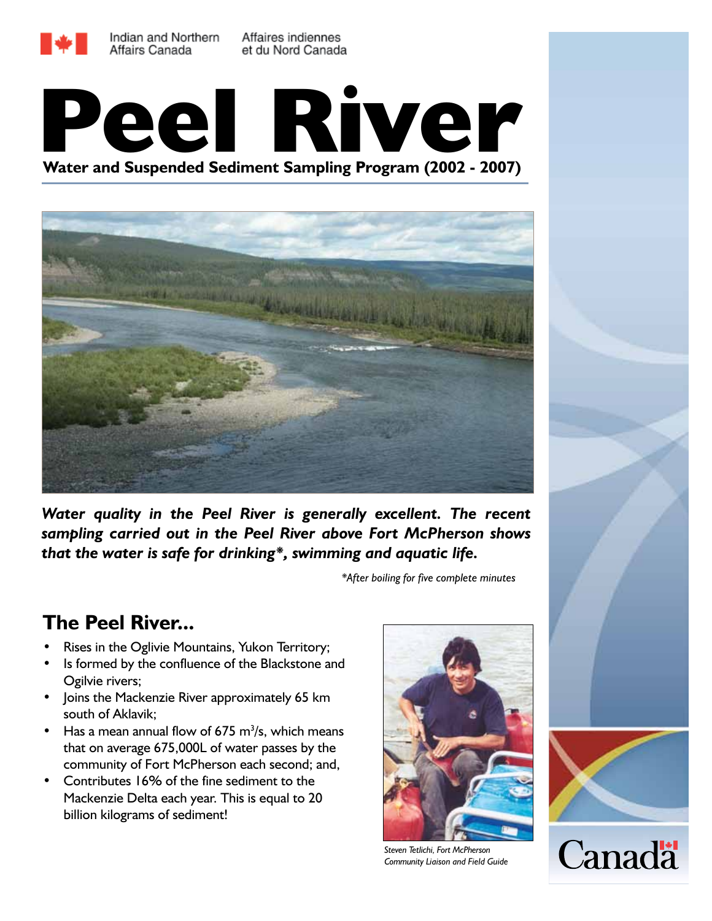Indian and Northern Affairs Canada — Affaires indiennes et du Nord Canada

# Peel River

## Water and Suspended Sediment Sampling Program (2002 - 2007)

***Water quality in the Peel River is generally excellent. The recent sampling carried out in the Peel River above Fort McPherson shows that the water is safe for drinking\*, swimming and aquatic life.***

*\*After boiling for five complete minutes*

## The Peel River...

- Rises in the Oglivie Mountains, Yukon Territory;
- Is formed by the confluence of the Blackstone and Ogilvie rivers;
- Joins the Mackenzie River approximately 65 km south of Aklavik;
- Has a mean annual flow of 675 $m^3/s$, which means that on average 675,000L of water passes by the community of Fort McPherson each second; and,
- Contributes 16% of the fine sediment to the Mackenzie Delta each year. This is equal to 20 billion kilograms of sediment!

*Steven Tetlichi, Fort McPherson Community Liaison and Field Guide*

Canada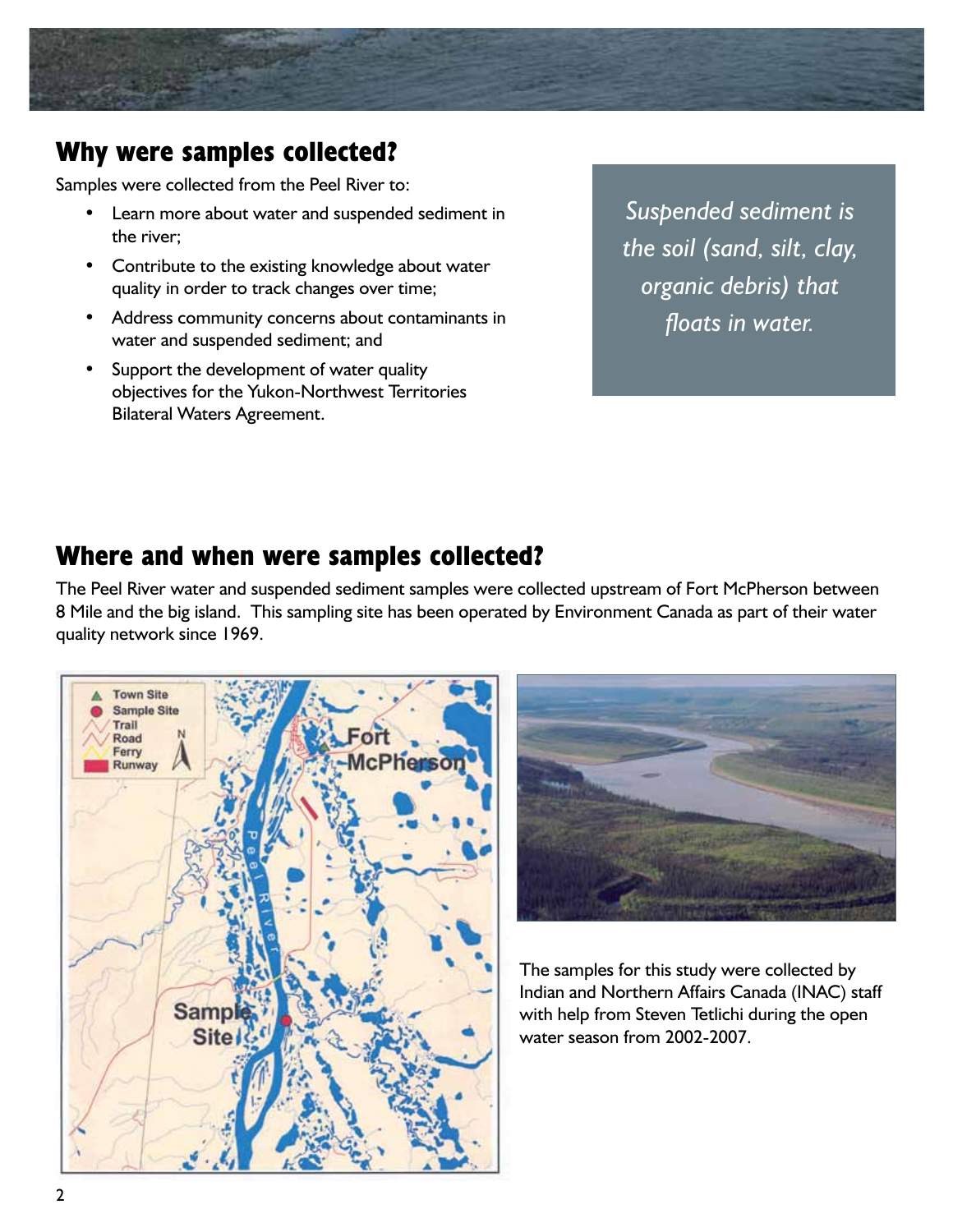## Why were samples collected?

Samples were collected from the Peel River to:

- Learn more about water and suspended sediment in the river;
- Contribute to the existing knowledge about water quality in order to track changes over time;
- Address community concerns about contaminants in water and suspended sediment; and
- Support the development of water quality objectives for the Yukon-Northwest Territories Bilateral Waters Agreement.

*Suspended sediment is the soil (sand, silt, clay, organic debris) that floats in water.*

## Where and when were samples collected?

The Peel River water and suspended sediment samples were collected upstream of Fort McPherson between 8 Mile and the big island. This sampling site has been operated by Environment Canada as part of their water quality network since 1969.

The samples for this study were collected by Indian and Northern Affairs Canada (INAC) staff with help from Steven Tetlichi during the open water season from 2002-2007.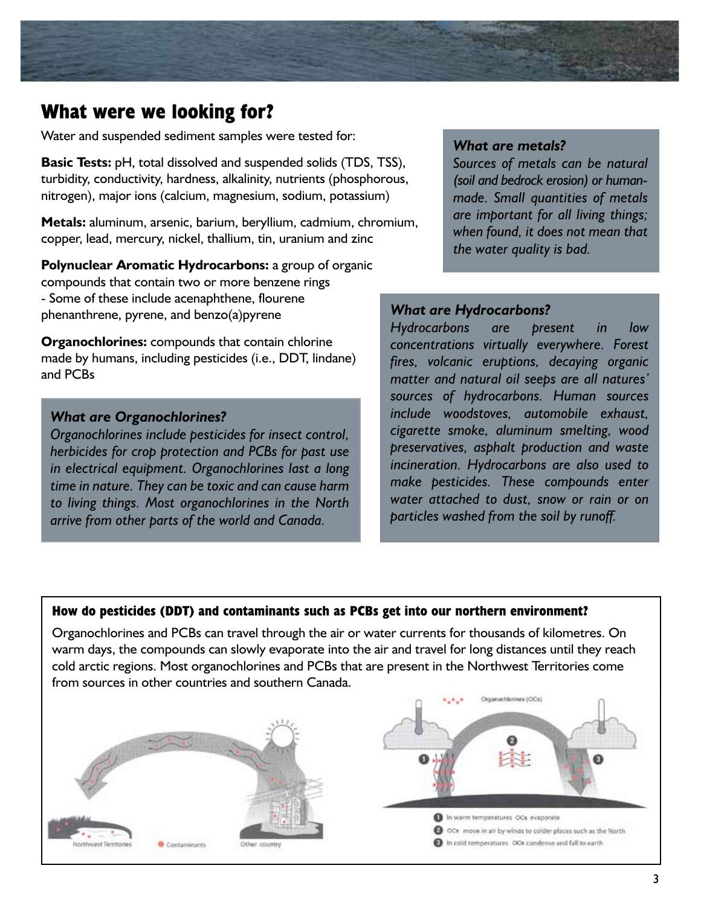## What were we looking for?

Water and suspended sediment samples were tested for:

**Basic Tests:** pH, total dissolved and suspended solids (TDS, TSS), turbidity, conductivity, hardness, alkalinity, nutrients (phosphorous, nitrogen), major ions (calcium, magnesium, sodium, potassium)

**Metals:** aluminum, arsenic, barium, beryllium, cadmium, chromium, copper, lead, mercury, nickel, thallium, tin, uranium and zinc

**Polynuclear Aromatic Hydrocarbons:** a group of organic compounds that contain two or more benzene rings
- Some of these include acenaphthene, flourene phenanthrene, pyrene, and benzo(a)pyrene

**Organochlorines:** compounds that contain chlorine made by humans, including pesticides (i.e., DDT, lindane) and PCBs

### *What are Organochlorines?*

*Organochlorines include pesticides for insect control, herbicides for crop protection and PCBs for past use in electrical equipment. Organochlorines last a long time in nature. They can be toxic and can cause harm to living things. Most organochlorines in the North arrive from other parts of the world and Canada.*

### *What are metals?*

*Sources of metals can be natural (soil and bedrock erosion) or human-made. Small quantities of metals are important for all living things; when found, it does not mean that the water quality is bad.*

### *What are Hydrocarbons?*

*Hydrocarbons are present in low concentrations virtually everywhere. Forest fires, volcanic eruptions, decaying organic matter and natural oil seeps are all natures' sources of hydrocarbons. Human sources include woodstoves, automobile exhaust, cigarette smoke, aluminum smelting, wood preservatives, asphalt production and waste incineration. Hydrocarbons are also used to make pesticides. These compounds enter water attached to dust, snow or rain or on particles washed from the soil by runoff.*

### How do pesticides (DDT) and contaminants such as PCBs get into our northern environment?

Organochlorines and PCBs can travel through the air or water currents for thousands of kilometres. On warm days, the compounds can slowly evaporate into the air and travel for long distances until they reach cold arctic regions. Most organochlorines and PCBs that are present in the Northwest Territories come from sources in other countries and southern Canada.

Northwest Territories · Contaminants · Other country

Organochlorines (OCs)

1. In warm temperatures OCs evaporate
2. OCs move in air by winds to colder places such as the North
3. In cold temperatures OCs condense and fall to earth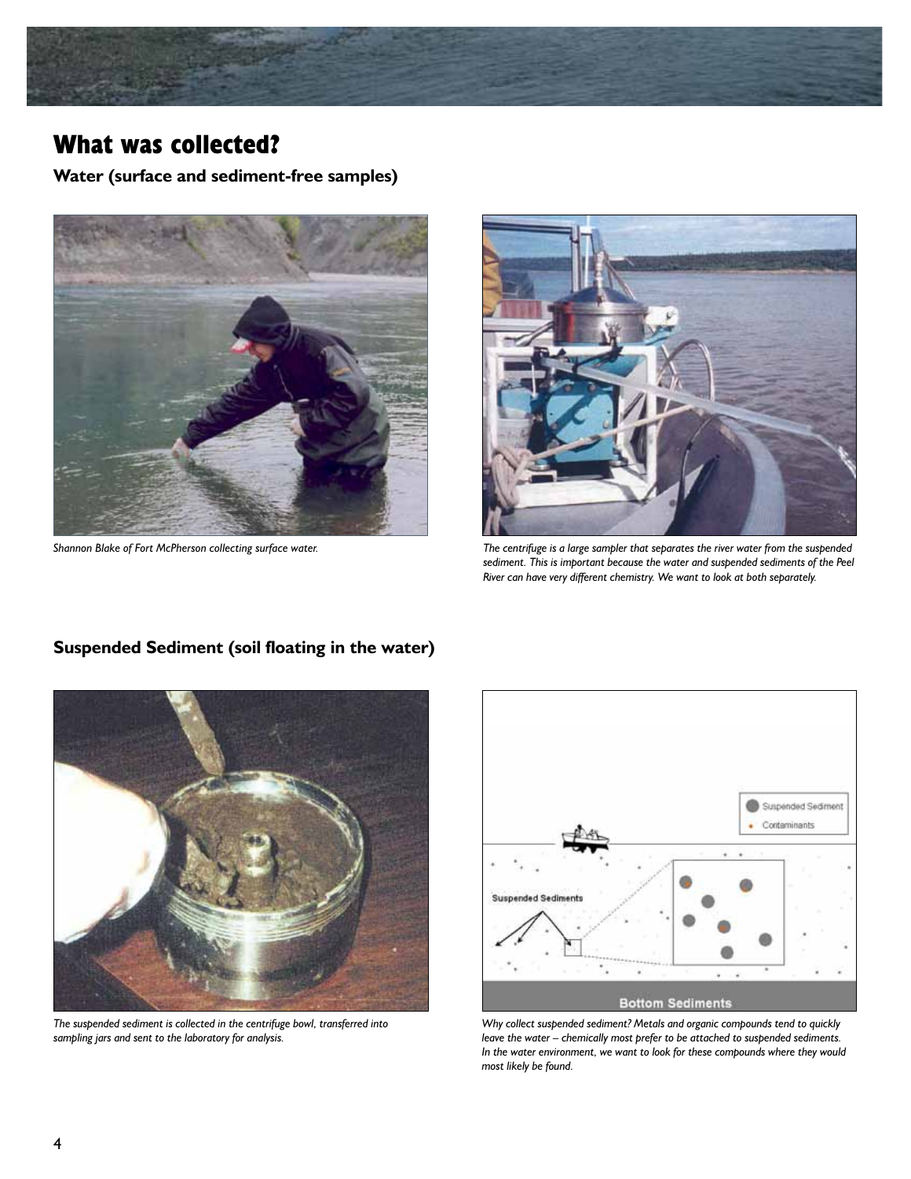# What was collected?

## Water (surface and sediment-free samples)

*Shannon Blake of Fort McPherson collecting surface water.*

*The centrifuge is a large sampler that separates the river water from the suspended sediment. This is important because the water and suspended sediments of the Peel River can have very different chemistry. We want to look at both separately.*

## Suspended Sediment (soil floating in the water)

*The suspended sediment is collected in the centrifuge bowl, transferred into sampling jars and sent to the laboratory for analysis.*

*Why collect suspended sediment? Metals and organic compounds tend to quickly leave the water – chemically most prefer to be attached to suspended sediments. In the water environment, we want to look for these compounds where they would most likely be found.*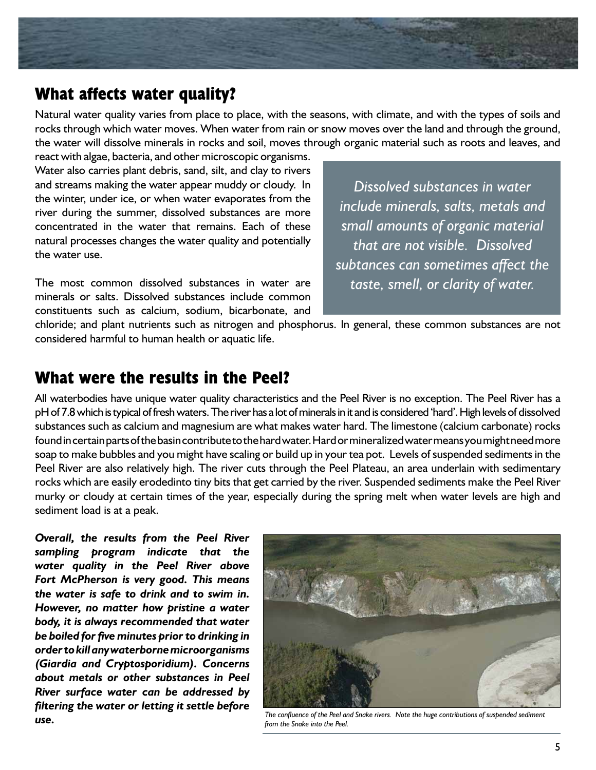## What affects water quality?

Natural water quality varies from place to place, with the seasons, with climate, and with the types of soils and rocks through which water moves. When water from rain or snow moves over the land and through the ground, the water will dissolve minerals in rocks and soil, moves through organic material such as roots and leaves, and react with algae, bacteria, and other microscopic organisms. Water also carries plant debris, sand, silt, and clay to rivers and streams making the water appear muddy or cloudy. In the winter, under ice, or when water evaporates from the river during the summer, dissolved substances are more concentrated in the water that remains. Each of these natural processes changes the water quality and potentially the water use.

*Dissolved substances in water include minerals, salts, metals and small amounts of organic material that are not visible. Dissolved subtances can sometimes affect the taste, smell, or clarity of water.*

The most common dissolved substances in water are minerals or salts. Dissolved substances include common constituents such as calcium, sodium, bicarbonate, and chloride; and plant nutrients such as nitrogen and phosphorus. In general, these common substances are not considered harmful to human health or aquatic life.

## What were the results in the Peel?

All waterbodies have unique water quality characteristics and the Peel River is no exception. The Peel River has a pH of 7.8 which is typical of fresh waters. The river has a lot of minerals in it and is considered 'hard'. High levels of dissolved substances such as calcium and magnesium are what makes water hard. The limestone (calcium carbonate) rocks found in certain parts of the basin contribute to the hard water. Hard or mineralized water means you might need more soap to make bubbles and you might have scaling or build up in your tea pot. Levels of suspended sediments in the Peel River are also relatively high. The river cuts through the Peel Plateau, an area underlain with sedimentary rocks which are easily erodedinto tiny bits that get carried by the river. Suspended sediments make the Peel River murky or cloudy at certain times of the year, especially during the spring melt when water levels are high and sediment load is at a peak.

***Overall, the results from the Peel River sampling program indicate that the water quality in the Peel River above Fort McPherson is very good. This means the water is safe to drink and to swim in. However, no matter how pristine a water body, it is always recommended that water be boiled for five minutes prior to drinking in order to kill any waterborne microorganisms (Giardia and Cryptosporidium). Concerns about metals or other substances in Peel River surface water can be addressed by filtering the water or letting it settle before use.***

*The confluence of the Peel and Snake rivers. Note the huge contributions of suspended sediment from the Snake into the Peel.*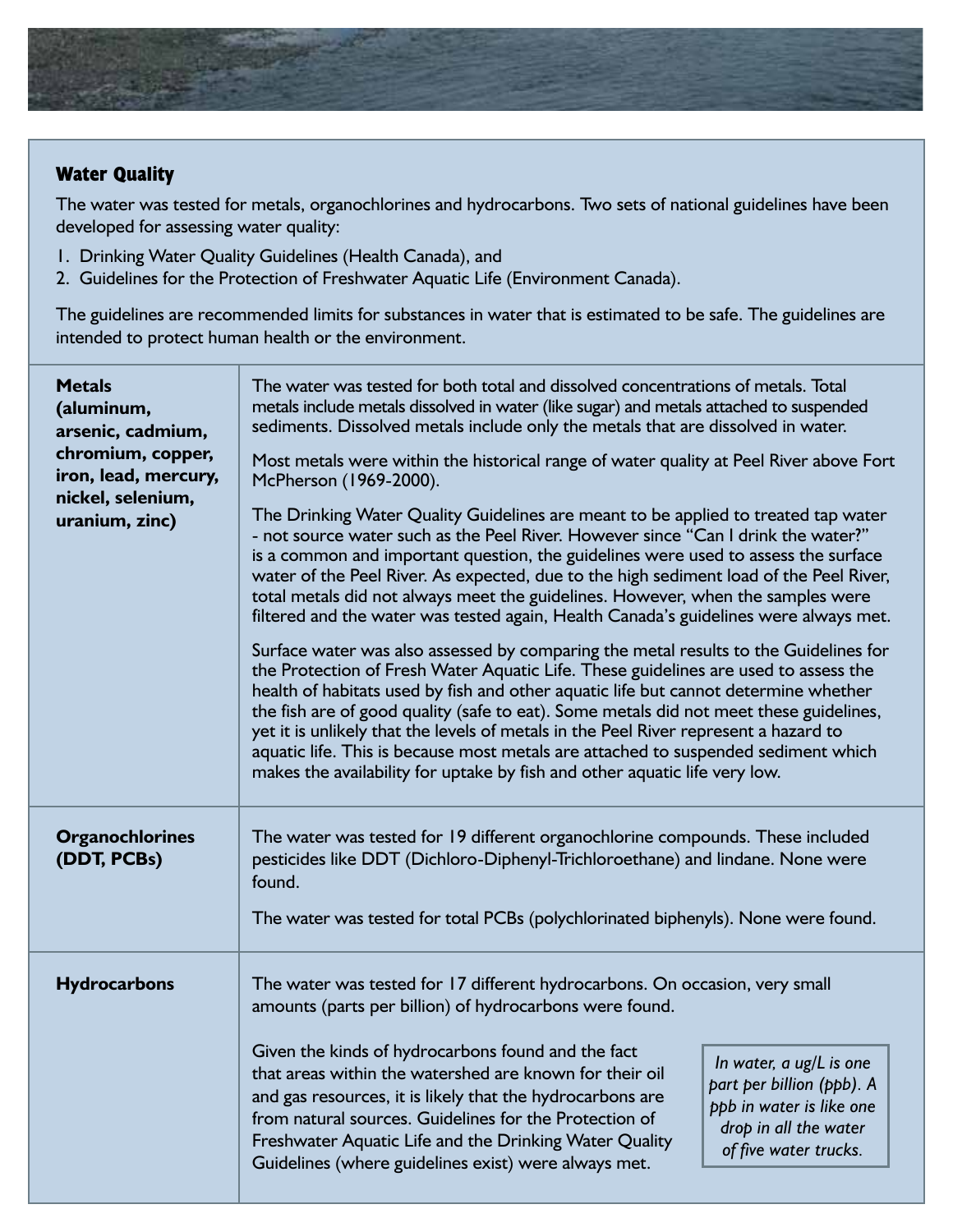## Water Quality

The water was tested for metals, organochlorines and hydrocarbons. Two sets of national guidelines have been developed for assessing water quality:

1. Drinking Water Quality Guidelines (Health Canada), and
2. Guidelines for the Protection of Freshwater Aquatic Life (Environment Canada).

The guidelines are recommended limits for substances in water that is estimated to be safe. The guidelines are intended to protect human health or the environment.

| | |
|---|---|
| **Metals (aluminum, arsenic, cadmium, chromium, copper, iron, lead, mercury, nickel, selenium, uranium, zinc)** | The water was tested for both total and dissolved concentrations of metals. Total metals include metals dissolved in water (like sugar) and metals attached to suspended sediments. Dissolved metals include only the metals that are dissolved in water.<br><br>Most metals were within the historical range of water quality at Peel River above Fort McPherson (1969-2000).<br><br>The Drinking Water Quality Guidelines are meant to be applied to treated tap water - not source water such as the Peel River. However since "Can I drink the water?" is a common and important question, the guidelines were used to assess the surface water of the Peel River. As expected, due to the high sediment load of the Peel River, total metals did not always meet the guidelines. However, when the samples were filtered and the water was tested again, Health Canada's guidelines were always met.<br><br>Surface water was also assessed by comparing the metal results to the Guidelines for the Protection of Fresh Water Aquatic Life. These guidelines are used to assess the health of habitats used by fish and other aquatic life but cannot determine whether the fish are of good quality (safe to eat). Some metals did not meet these guidelines, yet it is unlikely that the levels of metals in the Peel River represent a hazard to aquatic life. This is because most metals are attached to suspended sediment which makes the availability for uptake by fish and other aquatic life very low. |
| **Organochlorines (DDT, PCBs)** | The water was tested for 19 different organochlorine compounds. These included pesticides like DDT (Dichloro-Diphenyl-Trichloroethane) and lindane. None were found.<br><br>The water was tested for total PCBs (polychlorinated biphenyls). None were found. |
| **Hydrocarbons** | The water was tested for 17 different hydrocarbons. On occasion, very small amounts (parts per billion) of hydrocarbons were found.<br><br>Given the kinds of hydrocarbons found and the fact that areas within the watershed are known for their oil and gas resources, it is likely that the hydrocarbons are from natural sources. Guidelines for the Protection of Freshwater Aquatic Life and the Drinking Water Quality Guidelines (where guidelines exist) were always met.<br><br>*In water, a ug/L is one part per billion (ppb). A ppb in water is like one drop in all the water of five water trucks.* |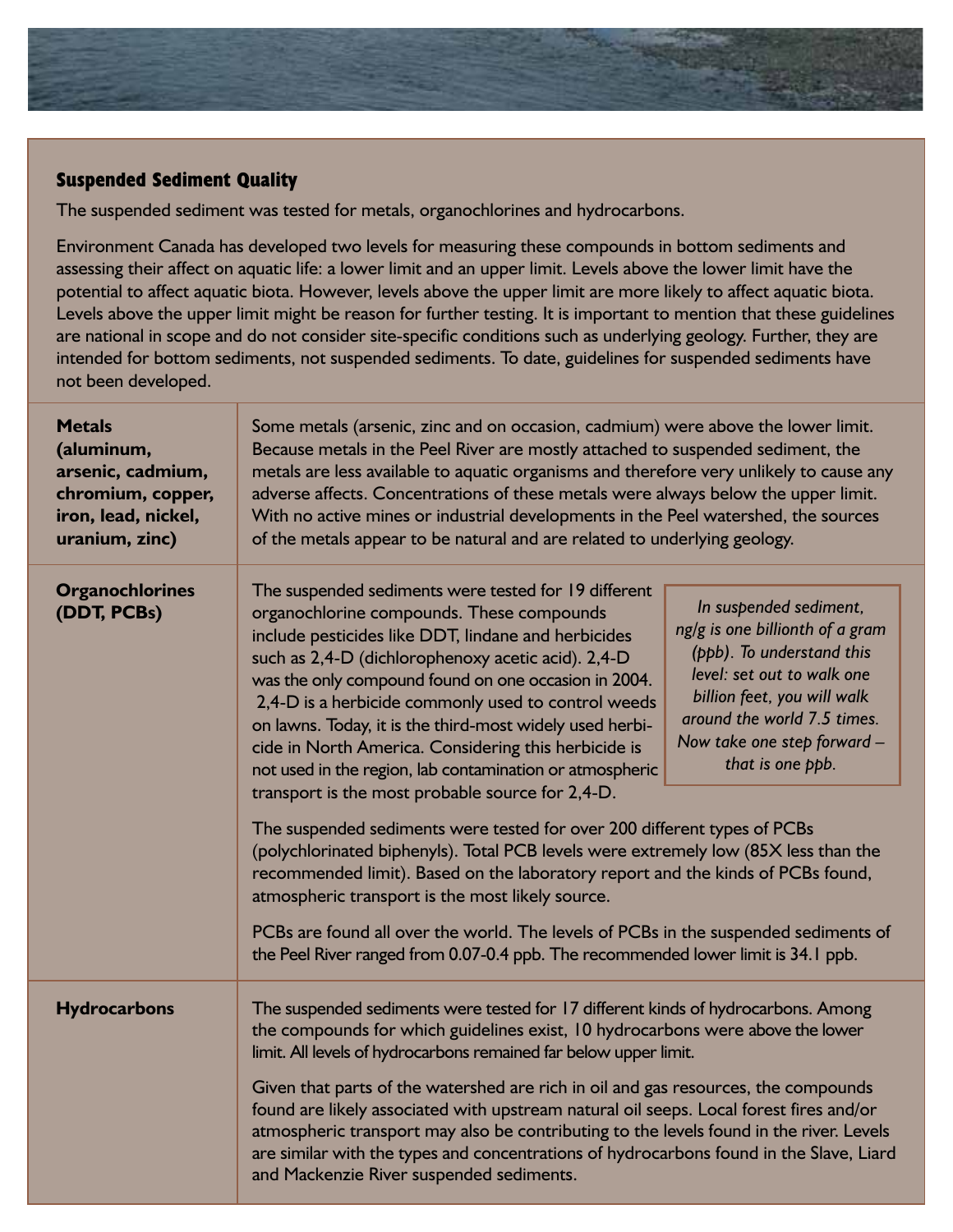### Suspended Sediment Quality

The suspended sediment was tested for metals, organochlorines and hydrocarbons.

Environment Canada has developed two levels for measuring these compounds in bottom sediments and assessing their affect on aquatic life: a lower limit and an upper limit. Levels above the lower limit have the potential to affect aquatic biota. However, levels above the upper limit are more likely to affect aquatic biota. Levels above the upper limit might be reason for further testing. It is important to mention that these guidelines are national in scope and do not consider site-specific conditions such as underlying geology. Further, they are intended for bottom sediments, not suspended sediments. To date, guidelines for suspended sediments have not been developed.

| | |
|---|---|
| **Metals (aluminum, arsenic, cadmium, chromium, copper, iron, lead, nickel, uranium, zinc)** | Some metals (arsenic, zinc and on occasion, cadmium) were above the lower limit. Because metals in the Peel River are mostly attached to suspended sediment, the metals are less available to aquatic organisms and therefore very unlikely to cause any adverse affects. Concentrations of these metals were always below the upper limit. With no active mines or industrial developments in the Peel watershed, the sources of the metals appear to be natural and are related to underlying geology. |
| **Organochlorines (DDT, PCBs)** | The suspended sediments were tested for 19 different organochlorine compounds. These compounds include pesticides like DDT, lindane and herbicides such as 2,4-D (dichlorophenoxy acetic acid). 2,4-D was the only compound found on one occasion in 2004. 2,4-D is a herbicide commonly used to control weeds on lawns. Today, it is the third-most widely used herbicide in North America. Considering this herbicide is not used in the region, lab contamination or atmospheric transport is the most probable source for 2,4-D.<br><br>*In suspended sediment, ng/g is one billionth of a gram (ppb). To understand this level: set out to walk one billion feet, you will walk around the world 7.5 times. Now take one step forward – that is one ppb.*<br><br>The suspended sediments were tested for over 200 different types of PCBs (polychlorinated biphenyls). Total PCB levels were extremely low (85X less than the recommended limit). Based on the laboratory report and the kinds of PCBs found, atmospheric transport is the most likely source.<br><br>PCBs are found all over the world. The levels of PCBs in the suspended sediments of the Peel River ranged from 0.07-0.4 ppb. The recommended lower limit is 34.1 ppb. |
| **Hydrocarbons** | The suspended sediments were tested for 17 different kinds of hydrocarbons. Among the compounds for which guidelines exist, 10 hydrocarbons were above the lower limit. All levels of hydrocarbons remained far below upper limit.<br><br>Given that parts of the watershed are rich in oil and gas resources, the compounds found are likely associated with upstream natural oil seeps. Local forest fires and/or atmospheric transport may also be contributing to the levels found in the river. Levels are similar with the types and concentrations of hydrocarbons found in the Slave, Liard and Mackenzie River suspended sediments. |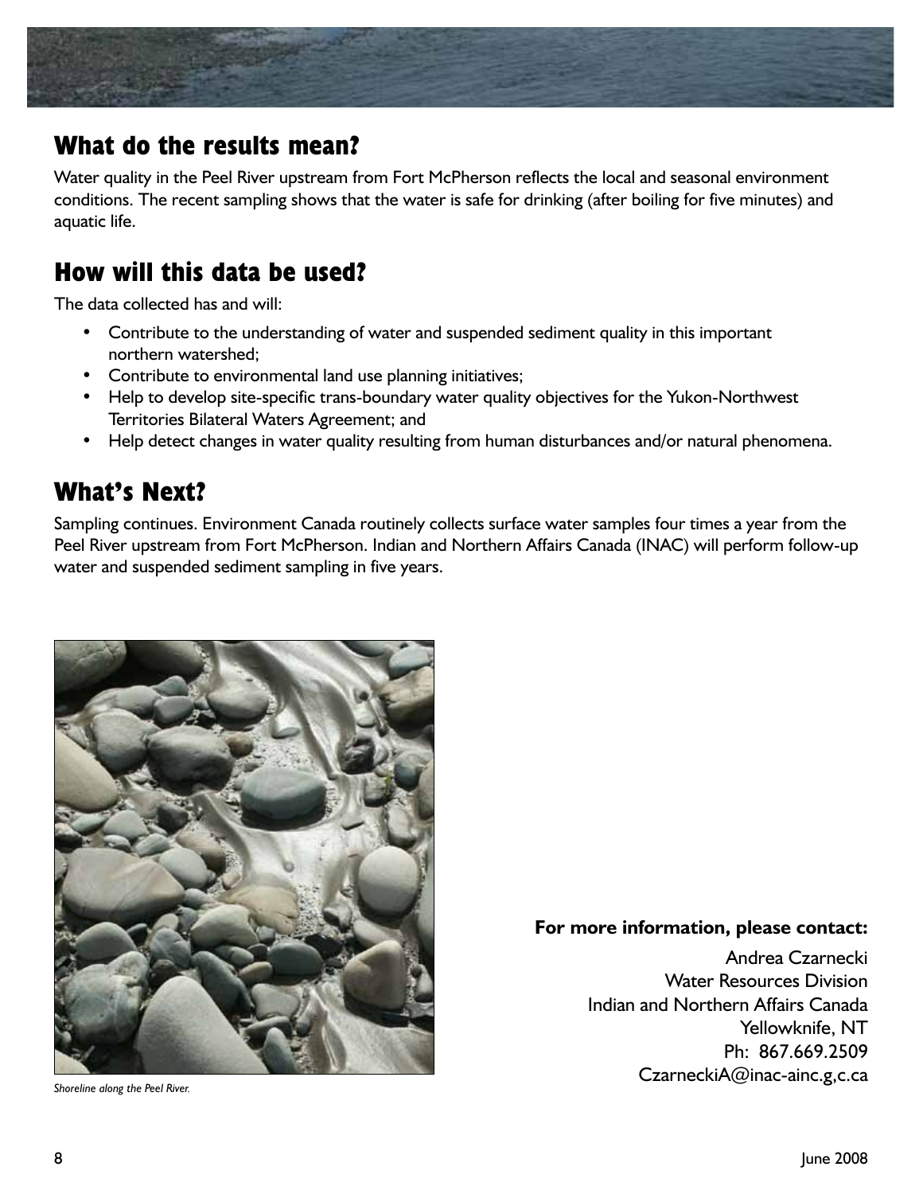## What do the results mean?

Water quality in the Peel River upstream from Fort McPherson reflects the local and seasonal environment conditions. The recent sampling shows that the water is safe for drinking (after boiling for five minutes) and aquatic life.

## How will this data be used?

The data collected has and will:

- Contribute to the understanding of water and suspended sediment quality in this important northern watershed;
- Contribute to environmental land use planning initiatives;
- Help to develop site-specific trans-boundary water quality objectives for the Yukon-Northwest Territories Bilateral Waters Agreement; and
- Help detect changes in water quality resulting from human disturbances and/or natural phenomena.

## What's Next?

Sampling continues. Environment Canada routinely collects surface water samples four times a year from the Peel River upstream from Fort McPherson. Indian and Northern Affairs Canada (INAC) will perform follow-up water and suspended sediment sampling in five years.

*Shoreline along the Peel River.*

**For more information, please contact:**

Andrea Czarnecki
Water Resources Division
Indian and Northern Affairs Canada
Yellowknife, NT
Ph: 867.669.2509
CzarneckiA@inac-ainc.g,c.ca

June 2008